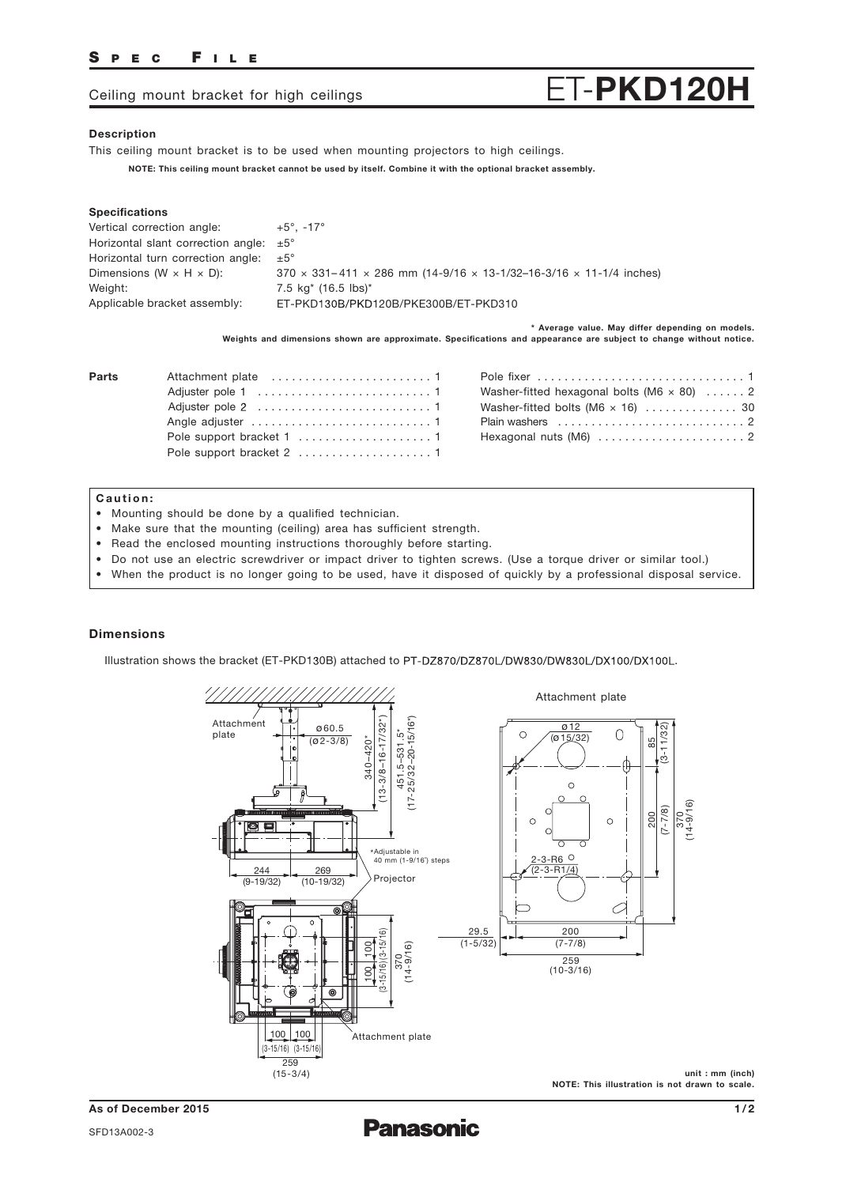# ET-PKD120H

Ceiling mount bracket for high ceilings

### Description

This ceiling mount bracket is to be used when mounting projectors to high ceilings.

**NOTE: This ceiling mount bracket cannot be used by itself. Combine it with the optional bracket assembly.**

### Specifications

| | |
|---|---|
| Vertical correction angle: | +5°, -17° |
| Horizontal slant correction angle: | ±5° |
| Horizontal turn correction angle: | ±5° |
| Dimensions (W × H × D): | 370 × 331– 411 × 286 mm (14-9/16 × 13-1/32–16-3/16 × 11-1/4 inches) |
| Weight: | 7.5 kg* (16.5 lbs)* |
| Applicable bracket assembly: | ET-PKD130B/PKD120B/PKE300B/ET-PKD310 |

**\* Average value. May differ depending on models.**
**Weights and dimensions shown are approximate. Specifications and appearance are subject to change without notice.**

### Parts

| Part | Qty | Part | Qty |
|---|---|---|---|
| Attachment plate | 1 | Pole fixer | 1 |
| Adjuster pole 1 | 1 | Washer-fitted hexagonal bolts (M6 × 80) | 2 |
| Adjuster pole 2 | 1 | Washer-fitted bolts (M6 × 16) | 30 |
| Angle adjuster | 1 | Plain washers | 2 |
| Pole support bracket 1 | 1 | Hexagonal nuts (M6) | 2 |
| Pole support bracket 2 | 1 | | |

**Caution:**

- Mounting should be done by a qualified technician.
- Make sure that the mounting (ceiling) area has sufficient strength.
- Read the enclosed mounting instructions thoroughly before starting.
- Do not use an electric screwdriver or impact driver to tighten screws. (Use a torque driver or similar tool.)
- When the product is no longer going to be used, have it disposed of quickly by a professional disposal service.

### Dimensions

Illustration shows the bracket (ET-PKD130B) attached to PT-DZ870/DZ870L/DW830/DW830L/DX100/DX100L.

Attachment plate

ø60.5 (ø2-3/8)

340–420* (13-3/8–16-17/32*)

451.5–531.5* (17-25/32–20-15/16*)

*Adjustable in 40 mm (1-9/16") steps

244 (9-19/32) 269 (10-19/32)

Projector

100 (3-15/16) 100 (3-15/16) 370 (14-9/16)

100 (3-15/16) 100 (3-15/16)

259 (15-3/4)

Attachment plate

Attachment plate

ø12 (ø15/32)

85 (3-11/32)

200 (7-7/8)

370 (14-9/16)

2-3-R6 (2-3-R1/4)

29.5 (1-5/32)

200 (7-7/8)

259 (10-3/16)

**unit : mm (inch)**
**NOTE: This illustration is not drawn to scale.**

**As of December 2015**

SFD13A002-3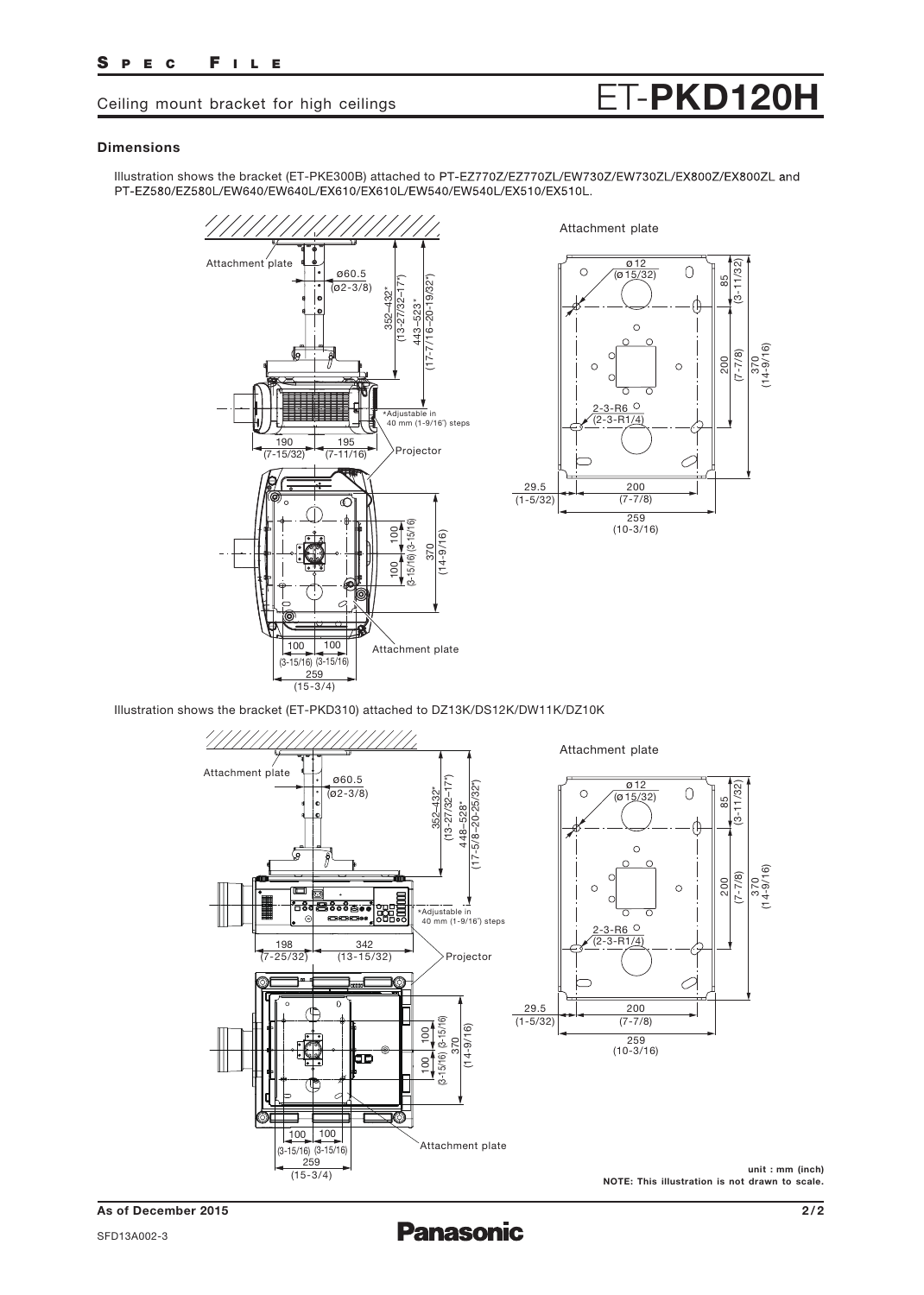# Ceiling mount bracket for high ceilings

# ET-PKD120H

### Dimensions

Illustration shows the bracket (ET-PKE300B) attached to PT-EZ770Z/EZ770ZL/EW730Z/EW730ZL/EX800Z/EX800ZL and PT-EZ580/EZ580L/EW640/EW640L/EX610/EX610L/EW540/EW540L/EX510/EX510L.

Attachment plate

ø60.5
(ø2-3/8)

352–432*
(13-27/32–17")

443–523*
(17-7/16–20-19/32")

*Adjustable in 40 mm (1-9/16") steps

190
(7-15/32)

195
(7-11/16)

Projector

100
(3-15/16)

100
(3-15/16)

370
(14-9/16)

100
(3-15/16)

100
(3-15/16)

259
(15-3/4)

Attachment plate

Attachment plate

ø12
(ø15/32)

85
(3-11/32)

200
(7-7/8)

370
(14-9/16)

2-3-R6
(2-3-R1/4)

29.5
(1-5/32)

200
(7-7/8)

259
(10-3/16)

Illustration shows the bracket (ET-PKD310) attached to DZ13K/DS12K/DW11K/DZ10K

Attachment plate

ø60.5
(ø2-3/8)

352–432*
(13-27/32–17")

448–528*
(17-5/8–20-25/32")

*Adjustable in 40 mm (1-9/16") steps

198
(7-25/32)

342
(13-15/32)

Projector

100
(3-15/16)

100
(3-15/16)

370
(14-9/16)

100
(3-15/16)

100
(3-15/16)

259
(15-3/4)

Attachment plate

Attachment plate

ø12
(ø15/32)

85
(3-11/32)

200
(7-7/8)

370
(14-9/16)

2-3-R6
(2-3-R1/4)

29.5
(1-5/32)

200
(7-7/8)

259
(10-3/16)

**unit : mm (inch)**
**NOTE: This illustration is not drawn to scale.**

**As of December 2015**

SFD13A002-3